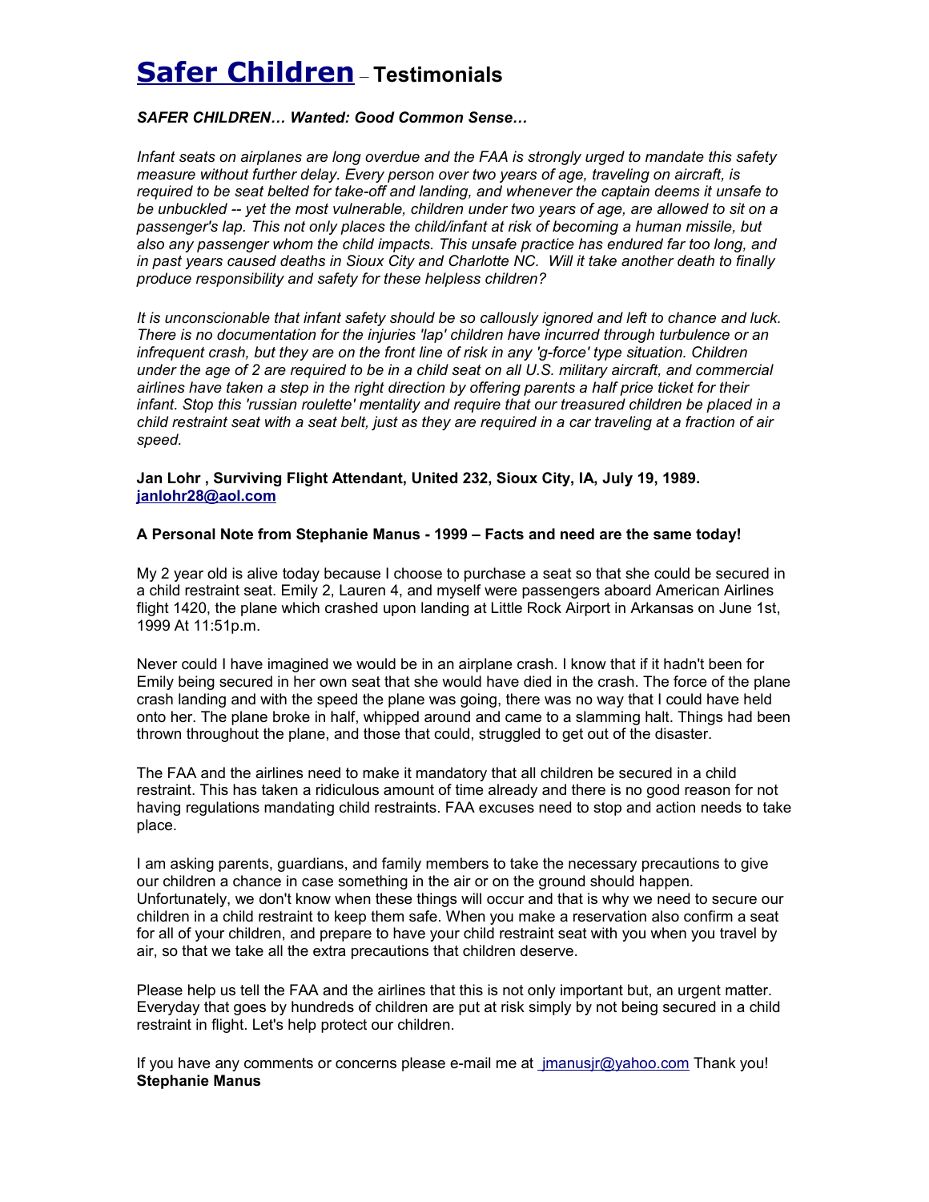# Safer Children – Testimonials

***SAFER CHILDREN… Wanted: Good Common Sense…***

*Infant seats on airplanes are long overdue and the FAA is strongly urged to mandate this safety measure without further delay. Every person over two years of age, traveling on aircraft, is required to be seat belted for take-off and landing, and whenever the captain deems it unsafe to be unbuckled -- yet the most vulnerable, children under two years of age, are allowed to sit on a passenger's lap. This not only places the child/infant at risk of becoming a human missile, but also any passenger whom the child impacts. This unsafe practice has endured far too long, and in past years caused deaths in Sioux City and Charlotte NC.  Will it take another death to finally produce responsibility and safety for these helpless children?*

*It is unconscionable that infant safety should be so callously ignored and left to chance and luck. There is no documentation for the injuries 'lap' children have incurred through turbulence or an infrequent crash, but they are on the front line of risk in any 'g-force' type situation. Children under the age of 2 are required to be in a child seat on all U.S. military aircraft, and commercial airlines have taken a step in the right direction by offering parents a half price ticket for their infant. Stop this 'russian roulette' mentality and require that our treasured children be placed in a child restraint seat with a seat belt, just as they are required in a car traveling at a fraction of air speed.*

**Jan Lohr , Surviving Flight Attendant, United 232, Sioux City, IA, July 19, 1989.**
**janlohr28@aol.com**

**A Personal Note from Stephanie Manus - 1999 – Facts and need are the same today!**

My 2 year old is alive today because I choose to purchase a seat so that she could be secured in a child restraint seat. Emily 2, Lauren 4, and myself were passengers aboard American Airlines flight 1420, the plane which crashed upon landing at Little Rock Airport in Arkansas on June 1st, 1999 At 11:51p.m.

Never could I have imagined we would be in an airplane crash. I know that if it hadn't been for Emily being secured in her own seat that she would have died in the crash. The force of the plane crash landing and with the speed the plane was going, there was no way that I could have held onto her. The plane broke in half, whipped around and came to a slamming halt. Things had been thrown throughout the plane, and those that could, struggled to get out of the disaster.

The FAA and the airlines need to make it mandatory that all children be secured in a child restraint. This has taken a ridiculous amount of time already and there is no good reason for not having regulations mandating child restraints. FAA excuses need to stop and action needs to take place.

I am asking parents, guardians, and family members to take the necessary precautions to give our children a chance in case something in the air or on the ground should happen. Unfortunately, we don't know when these things will occur and that is why we need to secure our children in a child restraint to keep them safe. When you make a reservation also confirm a seat for all of your children, and prepare to have your child restraint seat with you when you travel by air, so that we take all the extra precautions that children deserve.

Please help us tell the FAA and the airlines that this is not only important but, an urgent matter. Everyday that goes by hundreds of children are put at risk simply by not being secured in a child restraint in flight. Let's help protect our children.

If you have any comments or concerns please e-mail me at jmanusjr@yahoo.com Thank you!
**Stephanie Manus**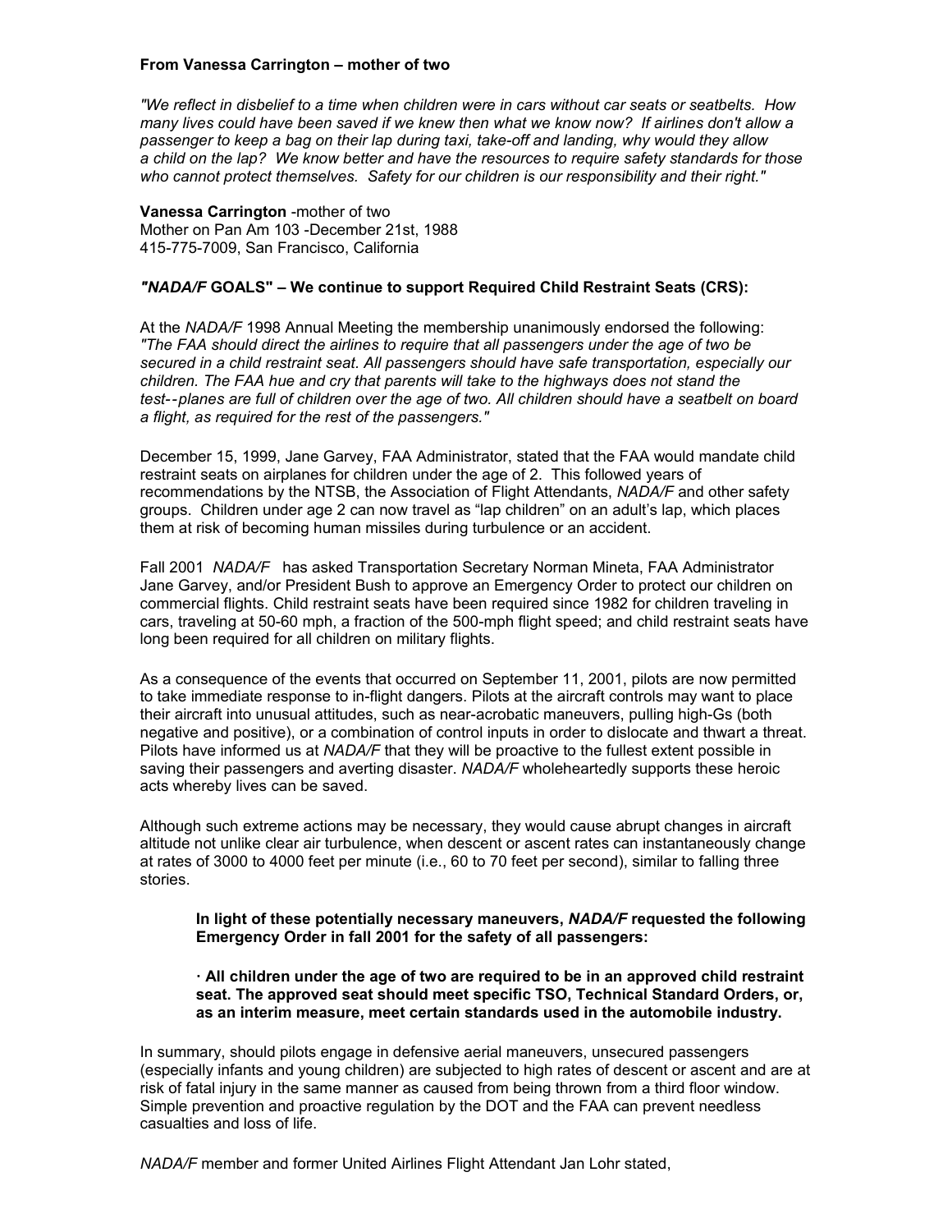**From Vanessa Carrington – mother of two**

*"We reflect in disbelief to a time when children were in cars without car seats or seatbelts. How many lives could have been saved if we knew then what we know now? If airlines don't allow a passenger to keep a bag on their lap during taxi, take-off and landing, why would they allow a child on the lap? We know better and have the resources to require safety standards for those who cannot protect themselves. Safety for our children is our responsibility and their right."*

**Vanessa Carrington** -mother of two
Mother on Pan Am 103 -December 21st, 1988
415-775-7009, San Francisco, California

***"NADA/F* GOALS" – We continue to support Required Child Restraint Seats (CRS):**

At the *NADA/F* 1998 Annual Meeting the membership unanimously endorsed the following: *"The FAA should direct the airlines to require that all passengers under the age of two be secured in a child restraint seat. All passengers should have safe transportation, especially our children. The FAA hue and cry that parents will take to the highways does not stand the test--planes are full of children over the age of two. All children should have a seatbelt on board a flight, as required for the rest of the passengers."*

December 15, 1999, Jane Garvey, FAA Administrator, stated that the FAA would mandate child restraint seats on airplanes for children under the age of 2. This followed years of recommendations by the NTSB, the Association of Flight Attendants, *NADA/F* and other safety groups. Children under age 2 can now travel as "lap children" on an adult's lap, which places them at risk of becoming human missiles during turbulence or an accident.

Fall 2001 *NADA/F* has asked Transportation Secretary Norman Mineta, FAA Administrator Jane Garvey, and/or President Bush to approve an Emergency Order to protect our children on commercial flights. Child restraint seats have been required since 1982 for children traveling in cars, traveling at 50-60 mph, a fraction of the 500-mph flight speed; and child restraint seats have long been required for all children on military flights.

As a consequence of the events that occurred on September 11, 2001, pilots are now permitted to take immediate response to in-flight dangers. Pilots at the aircraft controls may want to place their aircraft into unusual attitudes, such as near-acrobatic maneuvers, pulling high-Gs (both negative and positive), or a combination of control inputs in order to dislocate and thwart a threat. Pilots have informed us at *NADA/F* that they will be proactive to the fullest extent possible in saving their passengers and averting disaster. *NADA/F* wholeheartedly supports these heroic acts whereby lives can be saved.

Although such extreme actions may be necessary, they would cause abrupt changes in aircraft altitude not unlike clear air turbulence, when descent or ascent rates can instantaneously change at rates of 3000 to 4000 feet per minute (i.e., 60 to 70 feet per second), similar to falling three stories.

> **In light of these potentially necessary maneuvers, *NADA/F* requested the following Emergency Order in fall 2001 for the safety of all passengers:**
>
> **· All children under the age of two are required to be in an approved child restraint seat. The approved seat should meet specific TSO, Technical Standard Orders, or, as an interim measure, meet certain standards used in the automobile industry.**

In summary, should pilots engage in defensive aerial maneuvers, unsecured passengers (especially infants and young children) are subjected to high rates of descent or ascent and are at risk of fatal injury in the same manner as caused from being thrown from a third floor window. Simple prevention and proactive regulation by the DOT and the FAA can prevent needless casualties and loss of life.

*NADA/F* member and former United Airlines Flight Attendant Jan Lohr stated,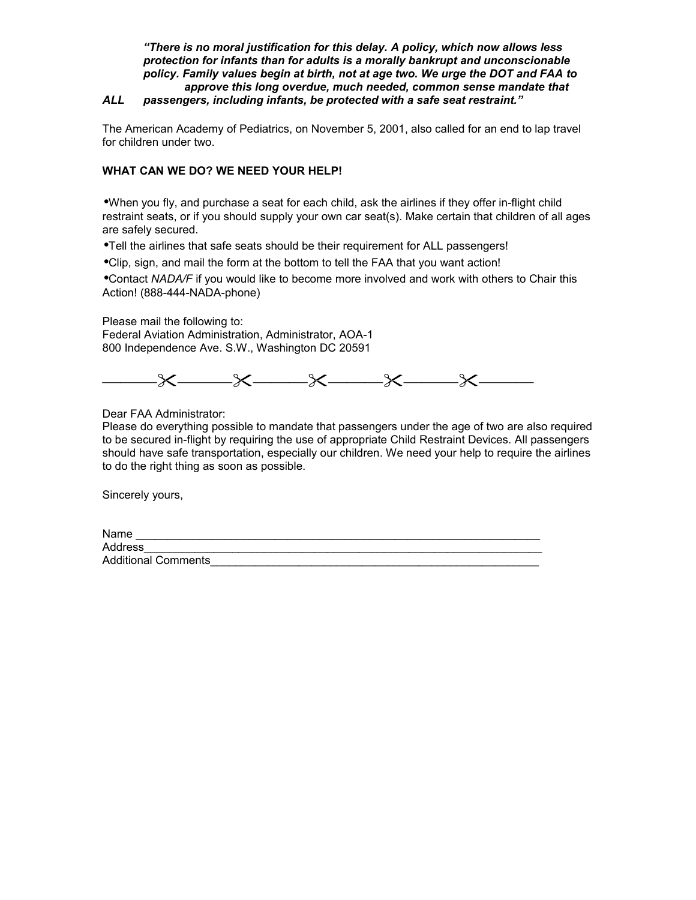***"There is no moral justification for this delay. A policy, which now allows less protection for infants than for adults is a morally bankrupt and unconscionable policy. Family values begin at birth, not at age two. We urge the DOT and FAA to approve this long overdue, much needed, common sense mandate that ALL passengers, including infants, be protected with a safe seat restraint."***

The American Academy of Pediatrics, on November 5, 2001, also called for an end to lap travel for children under two.

**WHAT CAN WE DO? WE NEED YOUR HELP!**

- When you fly, and purchase a seat for each child, ask the airlines if they offer in-flight child restraint seats, or if you should supply your own car seat(s). Make certain that children of all ages are safely secured.
- Tell the airlines that safe seats should be their requirement for ALL passengers!
- Clip, sign, and mail the form at the bottom to tell the FAA that you want action!
- Contact *NADA/F* if you would like to become more involved and work with others to Chair this Action! (888-444-NADA-phone)

Please mail the following to:
Federal Aviation Administration, Administrator, AOA-1
800 Independence Ave. S.W., Washington DC 20591

———✂———✂———✂———✂———✂———

Dear FAA Administrator:
Please do everything possible to mandate that passengers under the age of two are also required to be secured in-flight by requiring the use of appropriate Child Restraint Devices. All passengers should have safe transportation, especially our children. We need your help to require the airlines to do the right thing as soon as possible.

Sincerely yours,

Name ____________________________________________________________
Address__________________________________________________________
Additional Comments______________________________________________